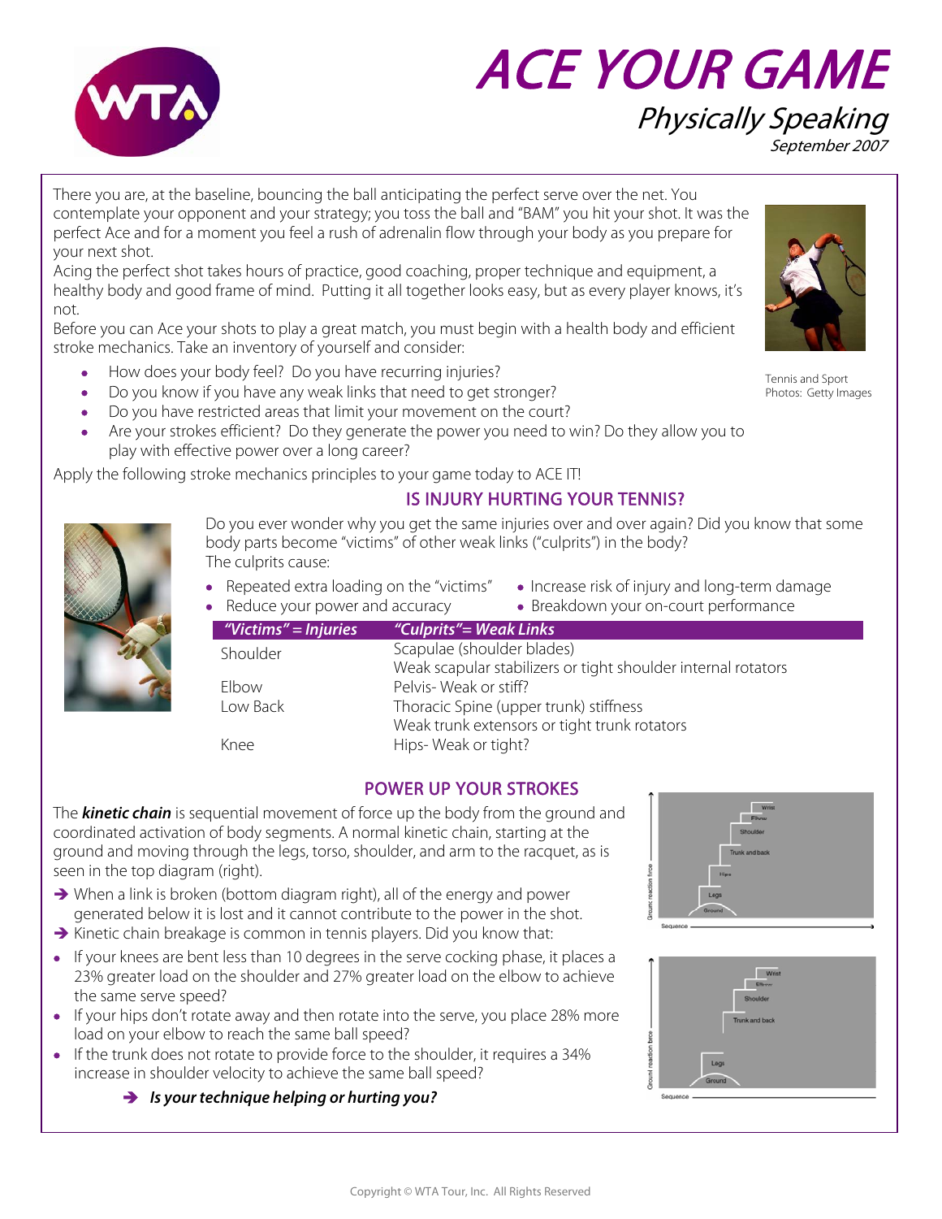# ACE YOUR GAME

## *Physically Speaking*

*September 2007*

There you are, at the baseline, bouncing the ball anticipating the perfect serve over the net. You contemplate your opponent and your strategy; you toss the ball and "BAM" you hit your shot. It was the perfect Ace and for a moment you feel a rush of adrenalin flow through your body as you prepare for your next shot.

Acing the perfect shot takes hours of practice, good coaching, proper technique and equipment, a healthy body and good frame of mind. Putting it all together looks easy, but as every player knows, it's not.

Before you can Ace your shots to play a great match, you must begin with a health body and efficient stroke mechanics. Take an inventory of yourself and consider:

- How does your body feel? Do you have recurring injuries?
- Do you know if you have any weak links that need to get stronger?
- Do you have restricted areas that limit your movement on the court?
- Are your strokes efficient? Do they generate the power you need to win? Do they allow you to play with effective power over a long career?

Tennis and Sport Photos: Getty Images

Apply the following stroke mechanics principles to your game today to ACE IT!

## IS INJURY HURTING YOUR TENNIS?

Do you ever wonder why you get the same injuries over and over again? Did you know that some body parts become "victims" of other weak links ("culprits") in the body?

The culprits cause:

- Repeated extra loading on the "victims"
- Reduce your power and accuracy
- Increase risk of injury and long-term damage
- Breakdown your on-court performance

| *"Victims" = Injuries* | *"Culprits"= Weak Links* |
|---|---|
| Shoulder | Scapulae (shoulder blades)<br>Weak scapular stabilizers or tight shoulder internal rotators |
| Elbow | Pelvis- Weak or stiff? |
| Low Back | Thoracic Spine (upper trunk) stiffness<br>Weak trunk extensors or tight trunk rotators |
| Knee | Hips- Weak or tight? |

## POWER UP YOUR STROKES

The ***kinetic chain*** is sequential movement of force up the body from the ground and coordinated activation of body segments. A normal kinetic chain, starting at the ground and moving through the legs, torso, shoulder, and arm to the racquet, as is seen in the top diagram (right).

➔ When a link is broken (bottom diagram right), all of the energy and power generated below it is lost and it cannot contribute to the power in the shot.

➔ Kinetic chain breakage is common in tennis players. Did you know that:

- If your knees are bent less than 10 degrees in the serve cocking phase, it places a 23% greater load on the shoulder and 27% greater load on the elbow to achieve the same serve speed?
- If your hips don't rotate away and then rotate into the serve, you place 28% more load on your elbow to reach the same ball speed?
- If the trunk does not rotate to provide force to the shoulder, it requires a 34% increase in shoulder velocity to achieve the same ball speed?

➔ ***Is your technique helping or hurting you?***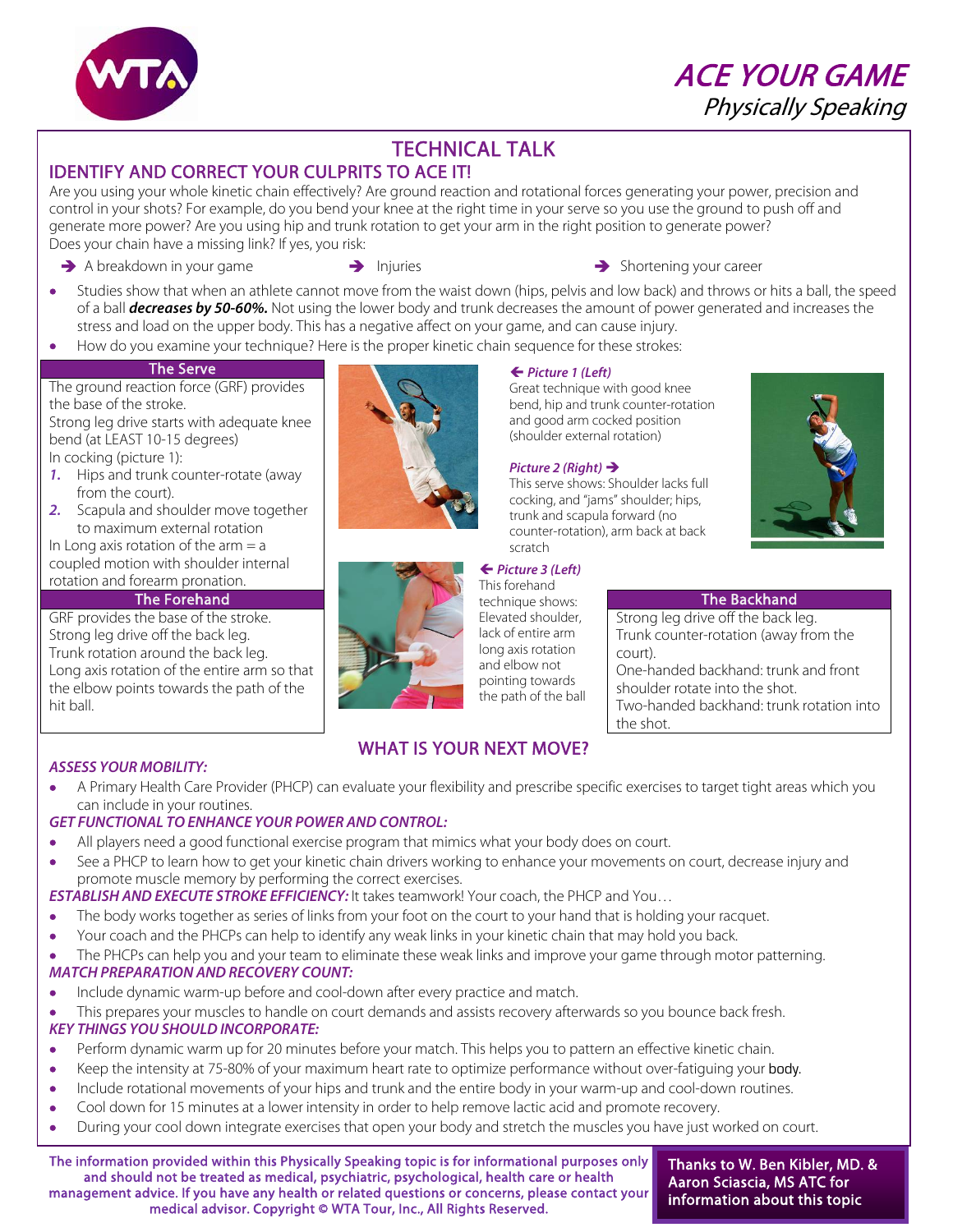# ACE YOUR GAME

*Physically Speaking*

## TECHNICAL TALK

### IDENTIFY AND CORRECT YOUR CULPRITS TO ACE IT!

Are you using your whole kinetic chain effectively? Are ground reaction and rotational forces generating your power, precision and control in your shots? For example, do you bend your knee at the right time in your serve so you use the ground to push off and generate more power? Are you using hip and trunk rotation to get your arm in the right position to generate power? Does your chain have a missing link? If yes, you risk:

- ➔ A breakdown in your game
- ➔ Injuries
- ➔ Shortening your career

- Studies show that when an athlete cannot move from the waist down (hips, pelvis and low back) and throws or hits a ball, the speed of a ball ***decreases by 50-60%.*** Not using the lower body and trunk decreases the amount of power generated and increases the stress and load on the upper body. This has a negative affect on your game, and can cause injury.
- How do you examine your technique? Here is the proper kinetic chain sequence for these strokes:

**The Serve**

The ground reaction force (GRF) provides the base of the stroke.
Strong leg drive starts with adequate knee bend (at LEAST 10-15 degrees)
In cocking (picture 1):

1. Hips and trunk counter-rotate (away from the court).
2. Scapula and shoulder move together to maximum external rotation

In Long axis rotation of the arm = a coupled motion with shoulder internal rotation and forearm pronation.

***← Picture 1 (Left)***
Great technique with good knee bend, hip and trunk counter-rotation and good arm cocked position (shoulder external rotation)

***Picture 2 (Right) →***
This serve shows: Shoulder lacks full cocking, and "jams" shoulder; hips, trunk and scapula forward (no counter-rotation), arm back at back scratch

**The Forehand**

GRF provides the base of the stroke.
Strong leg drive off the back leg.
Trunk rotation around the back leg.
Long axis rotation of the entire arm so that the elbow points towards the path of the hit ball.

***← Picture 3 (Left)***
This forehand technique shows: Elevated shoulder, lack of entire arm long axis rotation and elbow not pointing towards the path of the ball

**The Backhand**

Strong leg drive off the back leg.
Trunk counter-rotation (away from the court).
One-handed backhand: trunk and front shoulder rotate into the shot.
Two-handed backhand: trunk rotation into the shot.

## WHAT IS YOUR NEXT MOVE?

***ASSESS YOUR MOBILITY:***

- A Primary Health Care Provider (PHCP) can evaluate your flexibility and prescribe specific exercises to target tight areas which you can include in your routines.

***GET FUNCTIONAL TO ENHANCE YOUR POWER AND CONTROL:***

- All players need a good functional exercise program that mimics what your body does on court.
- See a PHCP to learn how to get your kinetic chain drivers working to enhance your movements on court, decrease injury and promote muscle memory by performing the correct exercises.

***ESTABLISH AND EXECUTE STROKE EFFICIENCY:*** It takes teamwork! Your coach, the PHCP and You…

- The body works together as series of links from your foot on the court to your hand that is holding your racquet.
- Your coach and the PHCPs can help to identify any weak links in your kinetic chain that may hold you back.
- The PHCPs can help you and your team to eliminate these weak links and improve your game through motor patterning.

***MATCH PREPARATION AND RECOVERY COUNT:***

- Include dynamic warm-up before and cool-down after every practice and match.
- This prepares your muscles to handle on court demands and assists recovery afterwards so you bounce back fresh.

***KEY THINGS YOU SHOULD INCORPORATE:***

- Perform dynamic warm up for 20 minutes before your match. This helps you to pattern an effective kinetic chain.
- Keep the intensity at 75-80% of your maximum heart rate to optimize performance without over-fatiguing your body.
- Include rotational movements of your hips and trunk and the entire body in your warm-up and cool-down routines.
- Cool down for 15 minutes at a lower intensity in order to help remove lactic acid and promote recovery.
- During your cool down integrate exercises that open your body and stretch the muscles you have just worked on court.

The information provided within this Physically Speaking topic is for informational purposes only and should not be treated as medical, psychiatric, psychological, health care or health management advice. If you have any health or related questions or concerns, please contact your medical advisor. Copyright © WTA Tour, Inc., All Rights Reserved.

Thanks to W. Ben Kibler, MD. & Aaron Sciascia, MS ATC for information about this topic